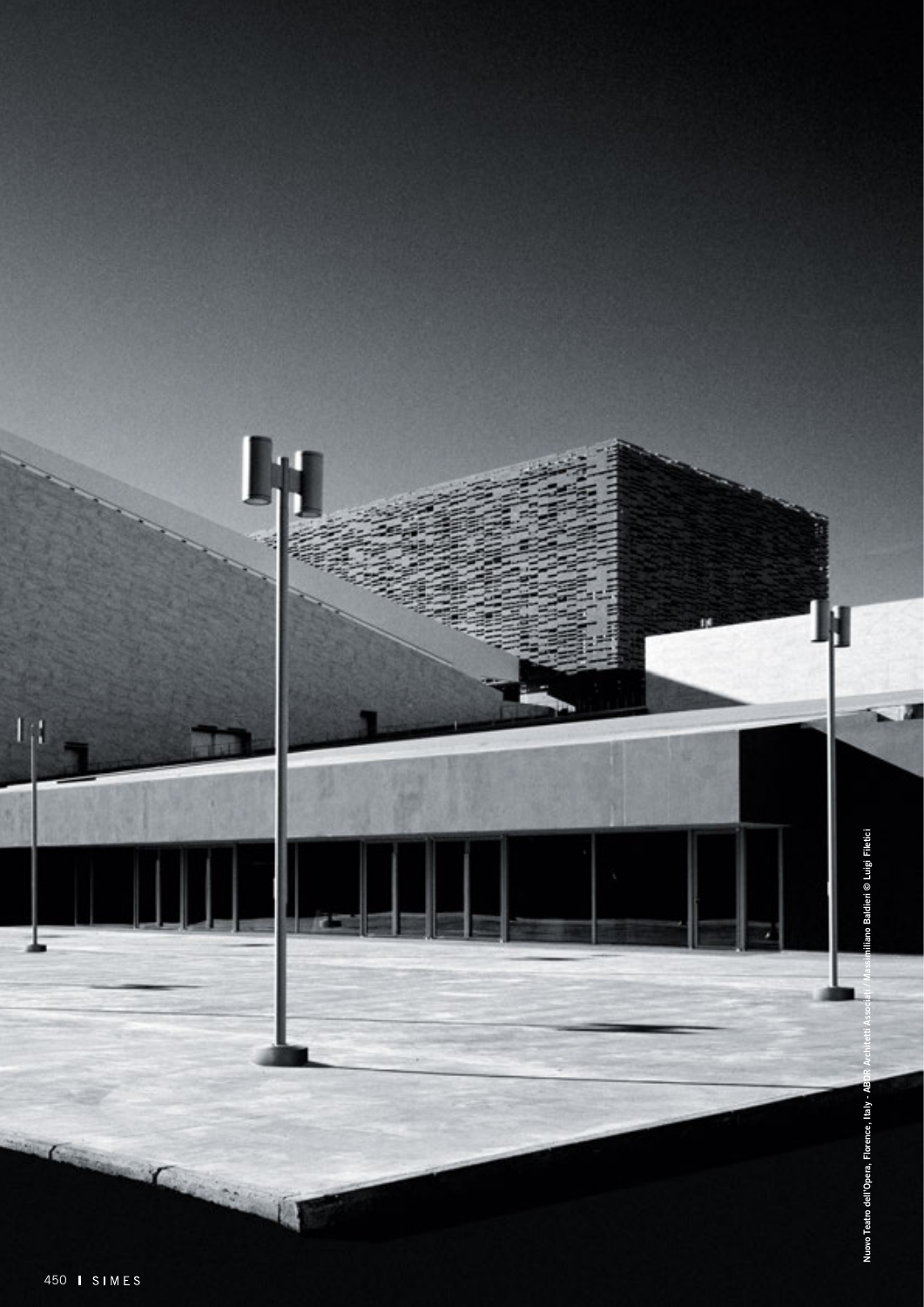Nuovo Teatro dell'Opera, Florence, Italy - ABDR Architetti Associati / Massimiliano Baldieri © Luigi Filetici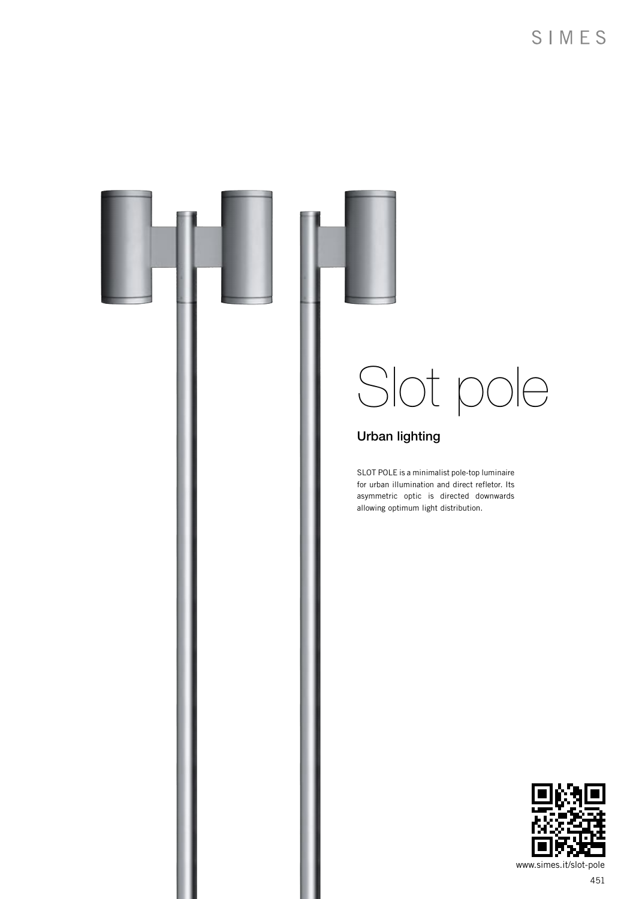# Slot pole

## Urban lighting

SLOT POLE is a minimalist pole-top luminaire for urban illumination and direct refletor. Its asymmetric optic is directed downwards allowing optimum light distribution.

www.simes.it/slot-pole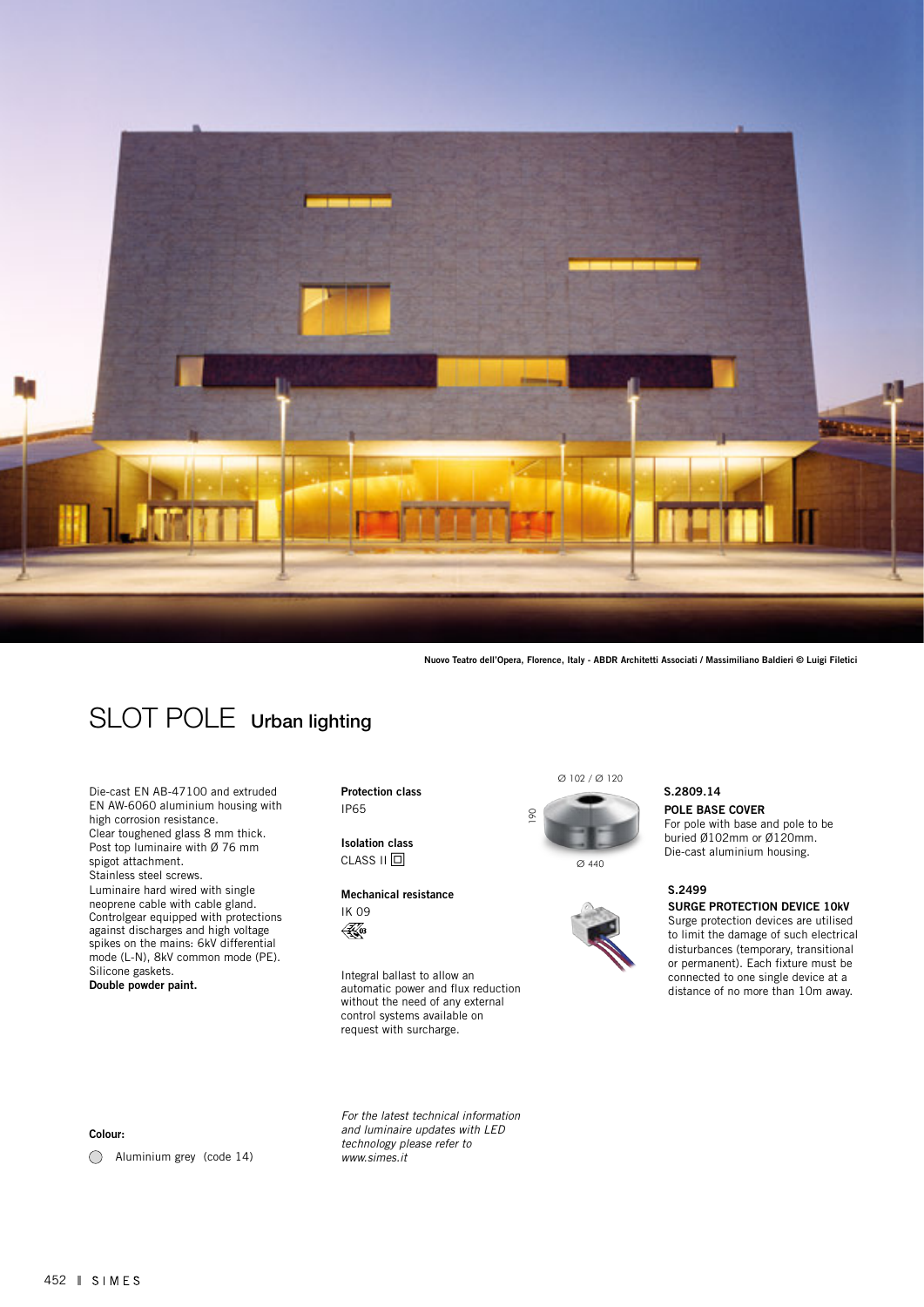Nuovo Teatro dell'Opera, Florence, Italy - ABDR Architetti Associati / Massimiliano Baldieri © Luigi Filetici

# SLOT POLE **Urban lighting**

Die-cast EN AB-47100 and extruded EN AW-6060 aluminium housing with high corrosion resistance.
Clear toughened glass 8 mm thick.
Post top luminaire with Ø 76 mm spigot attachment.
Stainless steel screws.
Luminaire hard wired with single neoprene cable with cable gland.
Controlgear equipped with protections against discharges and high voltage spikes on the mains: 6kV differential mode (L-N), 8kV common mode (PE).
Silicone gaskets.
**Double powder paint.**

**Colour:**

Aluminium grey (code 14)

**Protection class**
IP65

**Isolation class**
CLASS II

**Mechanical resistance**
IK 09

Integral ballast to allow an automatic power and flux reduction without the need of any external control systems available on request with surcharge.

*For the latest technical information and luminaire updates with LED technology please refer to www.simes.it*

Ø 102 / Ø 120

190

Ø 440

**S.2809.14**

**POLE BASE COVER**
For pole with base and pole to be buried Ø102mm or Ø120mm.
Die-cast aluminium housing.

**S.2499**

**SURGE PROTECTION DEVICE 10kV**
Surge protection devices are utilised to limit the damage of such electrical disturbances (temporary, transitional or permanent). Each fixture must be connected to one single device at a distance of no more than 10m away.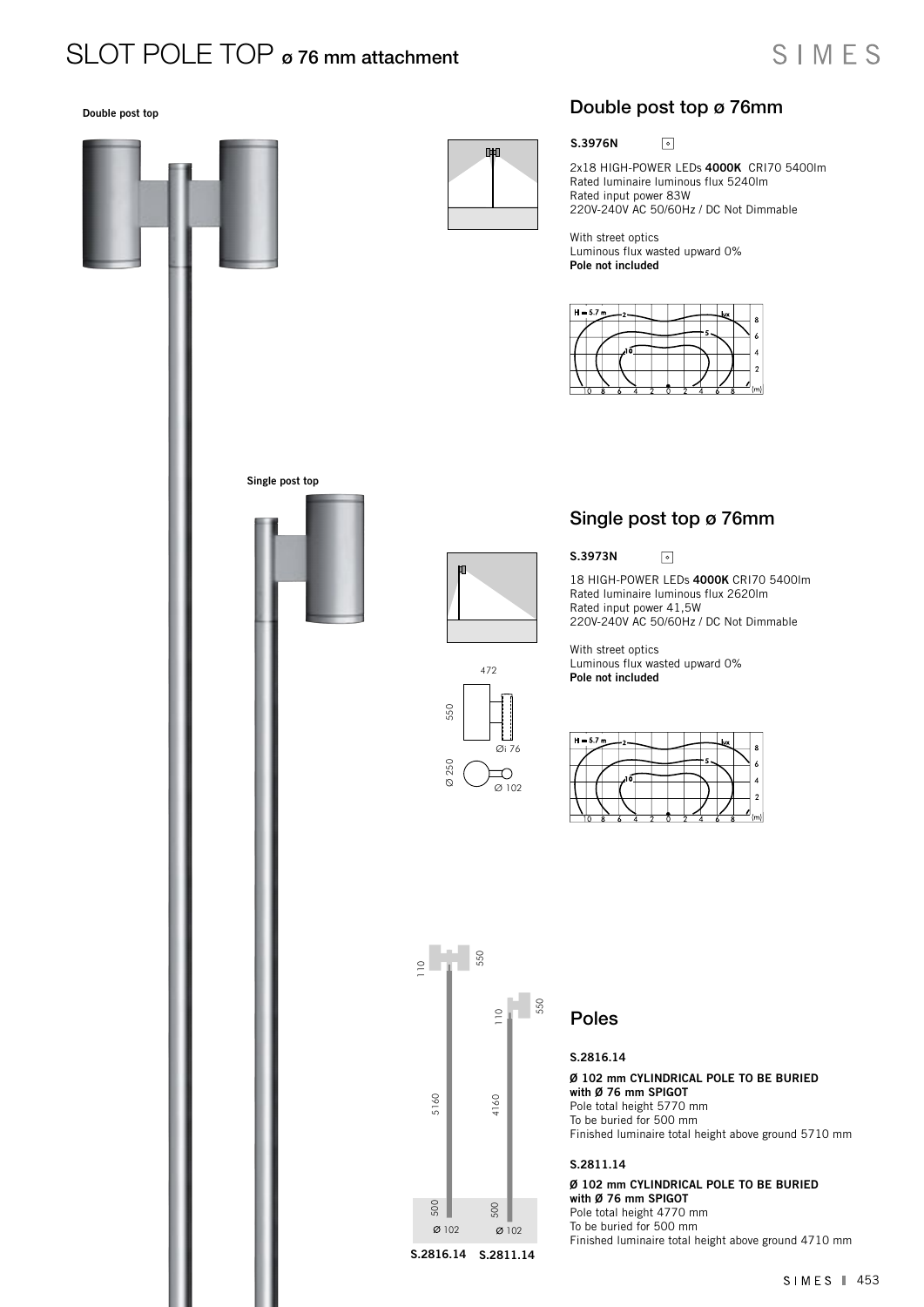# SLOT POLE TOP ø 76 mm attachment

**Double post top**

## Double post top ø 76mm

**S.3976N**

2x18 HIGH-POWER LEDs **4000K** CRI70 5400lm
Rated luminaire luminous flux 5240lm
Rated input power 83W
220V-240V AC 50/60Hz / DC Not Dimmable

With street optics
Luminous flux wasted upward 0%
**Pole not included**

H = 5.7 m
2
5
10
lux
8
6
4
2
10 8 6 4 2 0 2 4 6 8 (m)

**Single post top**

## Single post top ø 76mm

**S.3973N**

18 HIGH-POWER LEDs **4000K** CRI70 5400lm
Rated luminaire luminous flux 2620lm
Rated input power 41,5W
220V-240V AC 50/60Hz / DC Not Dimmable

With street optics
Luminous flux wasted upward 0%
**Pole not included**

472
550
Øi 76
Ø 250
Ø 102

H = 5.7 m
2
5
10
lux
8
6
4
2
10 8 6 4 2 0 2 4 6 8 (m)

110
550
5160
500
Ø 102
110
550
4160
500
Ø 102
**S.2816.14** **S.2811.14**

## Poles

**S.2816.14**

**Ø 102 mm CYLINDRICAL POLE TO BE BURIED with Ø 76 mm SPIGOT**
Pole total height 5770 mm
To be buried for 500 mm
Finished luminaire total height above ground 5710 mm

**S.2811.14**

**Ø 102 mm CYLINDRICAL POLE TO BE BURIED with Ø 76 mm SPIGOT**
Pole total height 4770 mm
To be buried for 500 mm
Finished luminaire total height above ground 4710 mm